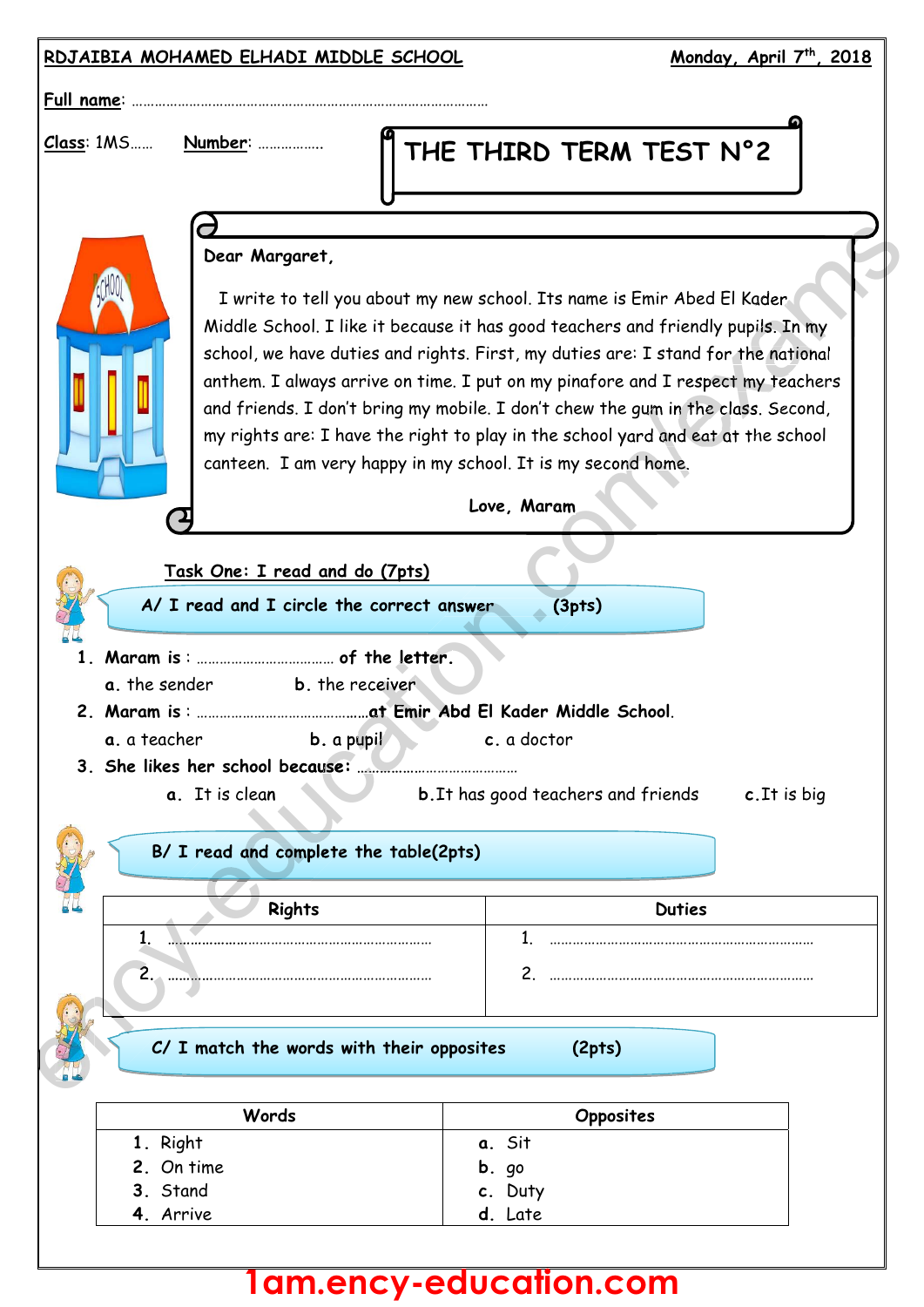**RDJAIBIA MOHAMED ELHADI MIDDLE SCHOOL** **Monday, April 7th, 2018**

**Full name**: ……………………………………………………………………………………

**Class**: 1MS…… **Number**: ……………..

# THE THIRD TERM TEST N°2

**Dear Margaret,**

I write to tell you about my new school. Its name is Emir Abed El Kader Middle School. I like it because it has good teachers and friendly pupils. In my school, we have duties and rights. First, my duties are: I stand for the national anthem. I always arrive on time. I put on my pinafore and I respect my teachers and friends. I don't bring my mobile. I don't chew the gum in the class. Second, my rights are: I have the right to play in the school yard and eat at the school canteen. I am very happy in my school. It is my second home.

**Love, Maram**

## Task One: I read and do (7pts)

### A/ I read and I circle the correct answer (3pts)

1. **Maram is : ……………………………… of the letter.**
   **a.** the sender **b.** the receiver
2. **Maram is : ……………………………………at Emir Abd El Kader Middle School.**
   **a.** a teacher **b.** a pupil **c.** a doctor
3. **She likes her school because:** ……………………………………
   **a.** It is clean **b.** It has good teachers and friends **c.** It is big

### B/ I read and complete the table(2pts)

| Rights | Duties |
|---|---|
| 1. …………………………………………………… | 1. …………………………………………………… |
| 2. …………………………………………………… | 2. …………………………………………………… |

### C/ I match the words with their opposites (2pts)

| Words | Opposites |
|---|---|
| 1. Right | a. Sit |
| 2. On time | b. go |
| 3. Stand | c. Duty |
| 4. Arrive | d. Late |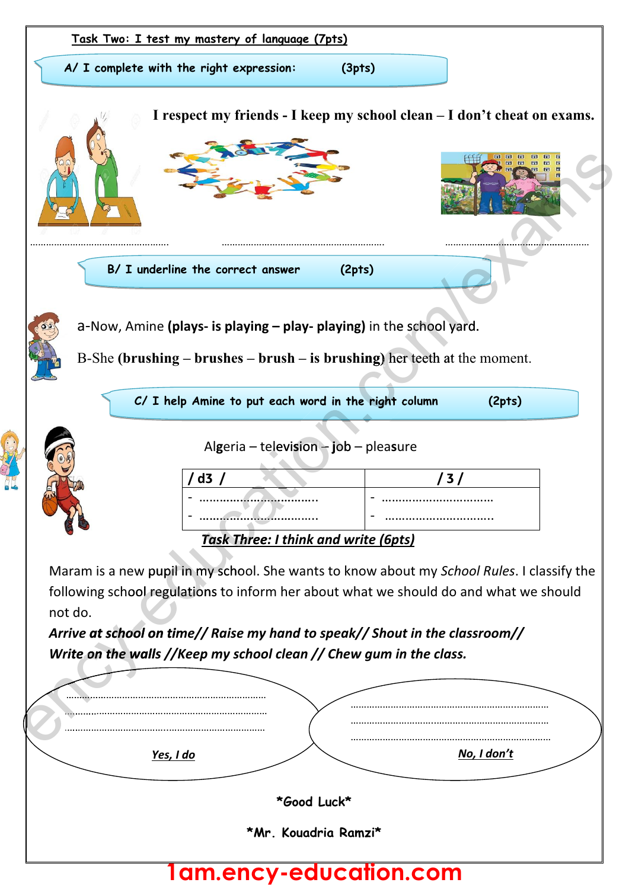## Task Two: I test my mastery of language (7pts)

### A/ I complete with the right expression: (3pts)

**I respect my friends - I keep my school clean – I don't cheat on exams.**

……………………………………… ……………………………………… ………………………………………

### B/ I underline the correct answer (2pts)

a-Now, Amine **(plays- is playing – play- playing)** in the school yard.

B-She **(brushing – brushes – brush – is brushing)** her teeth at the moment.

### C/ I help Amine to put each word in the right column (2pts)

Algeria – television – job – pleasure

| / d3 / | / 3 / |
|---|---|
| - ……………………………… | - ……………………………… |
| - ……………………………… | - ……………………………… |

## Task Three: I think and write (6pts)

Maram is a new pupil in my school. She wants to know about my *School Rules*. I classify the following school regulations to inform her about what we should do and what we should not do.

***Arrive at school on time// Raise my hand to speak// Shout in the classroom// Write on the walls //Keep my school clean // Chew gum in the class.***

………………………………………………………………
………………………………………………………………
………………………………………………………………

*Yes, I do*

………………………………………………………………
………………………………………………………………
………………………………………………………………

*No, I don't*

*Good Luck*

*Mr. Kouadria Ramzi*